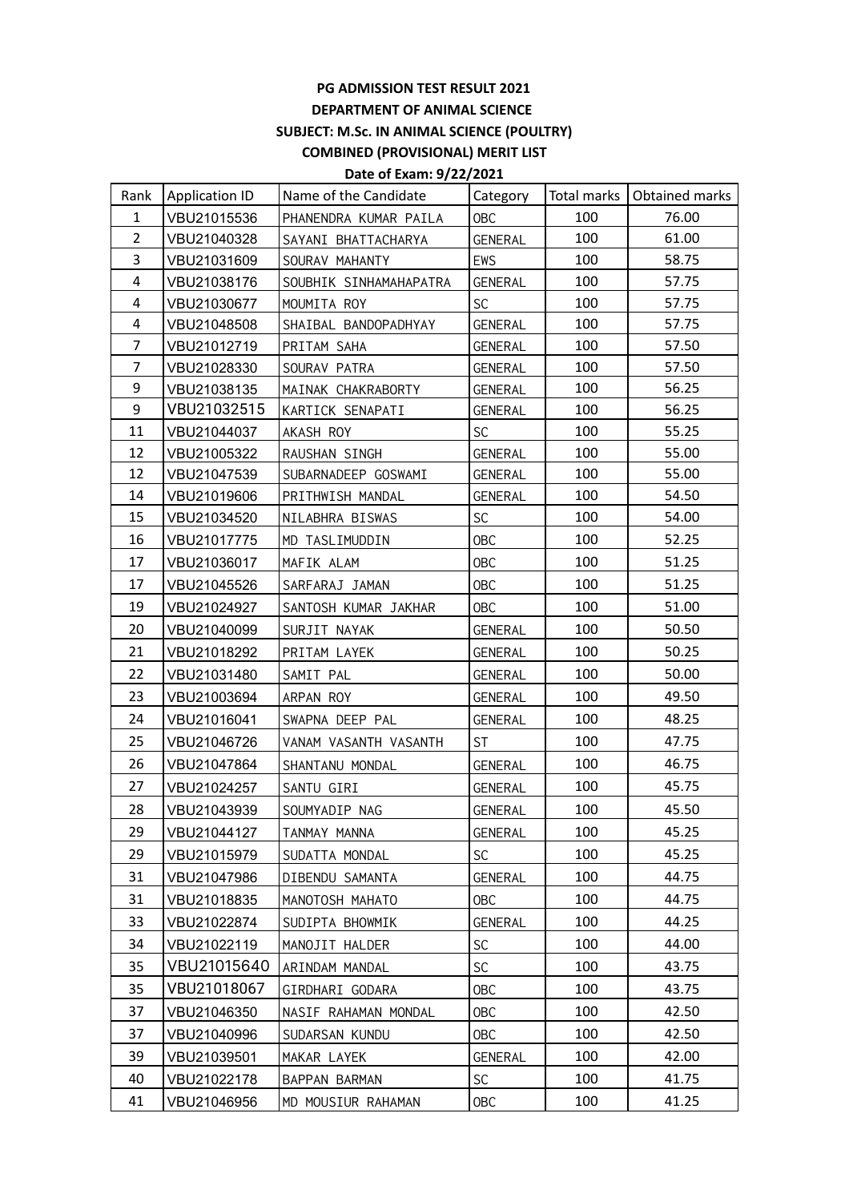**PG ADMISSION TEST RESULT 2021**

**DEPARTMENT OF ANIMAL SCIENCE**

**SUBJECT: M.Sc. IN ANIMAL SCIENCE (POULTRY)**

**COMBINED (PROVISIONAL) MERIT LIST**

**Date of Exam: 9/22/2021**

| Rank | Application ID | Name of the Candidate | Category | Total marks | Obtained marks |
|---|---|---|---|---|---|
| 1 | VBU21015536 | PHANENDRA KUMAR PAILA | OBC | 100 | 76.00 |
| 2 | VBU21040328 | SAYANI BHATTACHARYA | GENERAL | 100 | 61.00 |
| 3 | VBU21031609 | SOURAV MAHANTY | EWS | 100 | 58.75 |
| 4 | VBU21038176 | SOUBHIK SINHAMAHAPATRA | GENERAL | 100 | 57.75 |
| 4 | VBU21030677 | MOUMITA ROY | SC | 100 | 57.75 |
| 4 | VBU21048508 | SHAIBAL BANDOPADHYAY | GENERAL | 100 | 57.75 |
| 7 | VBU21012719 | PRITAM SAHA | GENERAL | 100 | 57.50 |
| 7 | VBU21028330 | SOURAV PATRA | GENERAL | 100 | 57.50 |
| 9 | VBU21038135 | MAINAK CHAKRABORTY | GENERAL | 100 | 56.25 |
| 9 | VBU21032515 | KARTICK SENAPATI | GENERAL | 100 | 56.25 |
| 11 | VBU21044037 | AKASH ROY | SC | 100 | 55.25 |
| 12 | VBU21005322 | RAUSHAN SINGH | GENERAL | 100 | 55.00 |
| 12 | VBU21047539 | SUBARNADEEP GOSWAMI | GENERAL | 100 | 55.00 |
| 14 | VBU21019606 | PRITHWISH MANDAL | GENERAL | 100 | 54.50 |
| 15 | VBU21034520 | NILABHRA BISWAS | SC | 100 | 54.00 |
| 16 | VBU21017775 | MD TASLIMUDDIN | OBC | 100 | 52.25 |
| 17 | VBU21036017 | MAFIK ALAM | OBC | 100 | 51.25 |
| 17 | VBU21045526 | SARFARAJ JAMAN | OBC | 100 | 51.25 |
| 19 | VBU21024927 | SANTOSH KUMAR JAKHAR | OBC | 100 | 51.00 |
| 20 | VBU21040099 | SURJIT NAYAK | GENERAL | 100 | 50.50 |
| 21 | VBU21018292 | PRITAM LAYEK | GENERAL | 100 | 50.25 |
| 22 | VBU21031480 | SAMIT PAL | GENERAL | 100 | 50.00 |
| 23 | VBU21003694 | ARPAN ROY | GENERAL | 100 | 49.50 |
| 24 | VBU21016041 | SWAPNA DEEP PAL | GENERAL | 100 | 48.25 |
| 25 | VBU21046726 | VANAM VASANTH VASANTH | ST | 100 | 47.75 |
| 26 | VBU21047864 | SHANTANU MONDAL | GENERAL | 100 | 46.75 |
| 27 | VBU21024257 | SANTU GIRI | GENERAL | 100 | 45.75 |
| 28 | VBU21043939 | SOUMYADIP NAG | GENERAL | 100 | 45.50 |
| 29 | VBU21044127 | TANMAY MANNA | GENERAL | 100 | 45.25 |
| 29 | VBU21015979 | SUDATTA MONDAL | SC | 100 | 45.25 |
| 31 | VBU21047986 | DIBENDU SAMANTA | GENERAL | 100 | 44.75 |
| 31 | VBU21018835 | MANOTOSH MAHATO | OBC | 100 | 44.75 |
| 33 | VBU21022874 | SUDIPTA BHOWMIK | GENERAL | 100 | 44.25 |
| 34 | VBU21022119 | MANOJIT HALDER | SC | 100 | 44.00 |
| 35 | VBU21015640 | ARINDAM MANDAL | SC | 100 | 43.75 |
| 35 | VBU21018067 | GIRDHARI GODARA | OBC | 100 | 43.75 |
| 37 | VBU21046350 | NASIF RAHAMAN MONDAL | OBC | 100 | 42.50 |
| 37 | VBU21040996 | SUDARSAN KUNDU | OBC | 100 | 42.50 |
| 39 | VBU21039501 | MAKAR LAYEK | GENERAL | 100 | 42.00 |
| 40 | VBU21022178 | BAPPAN BARMAN | SC | 100 | 41.75 |
| 41 | VBU21046956 | MD MOUSIUR RAHAMAN | OBC | 100 | 41.25 |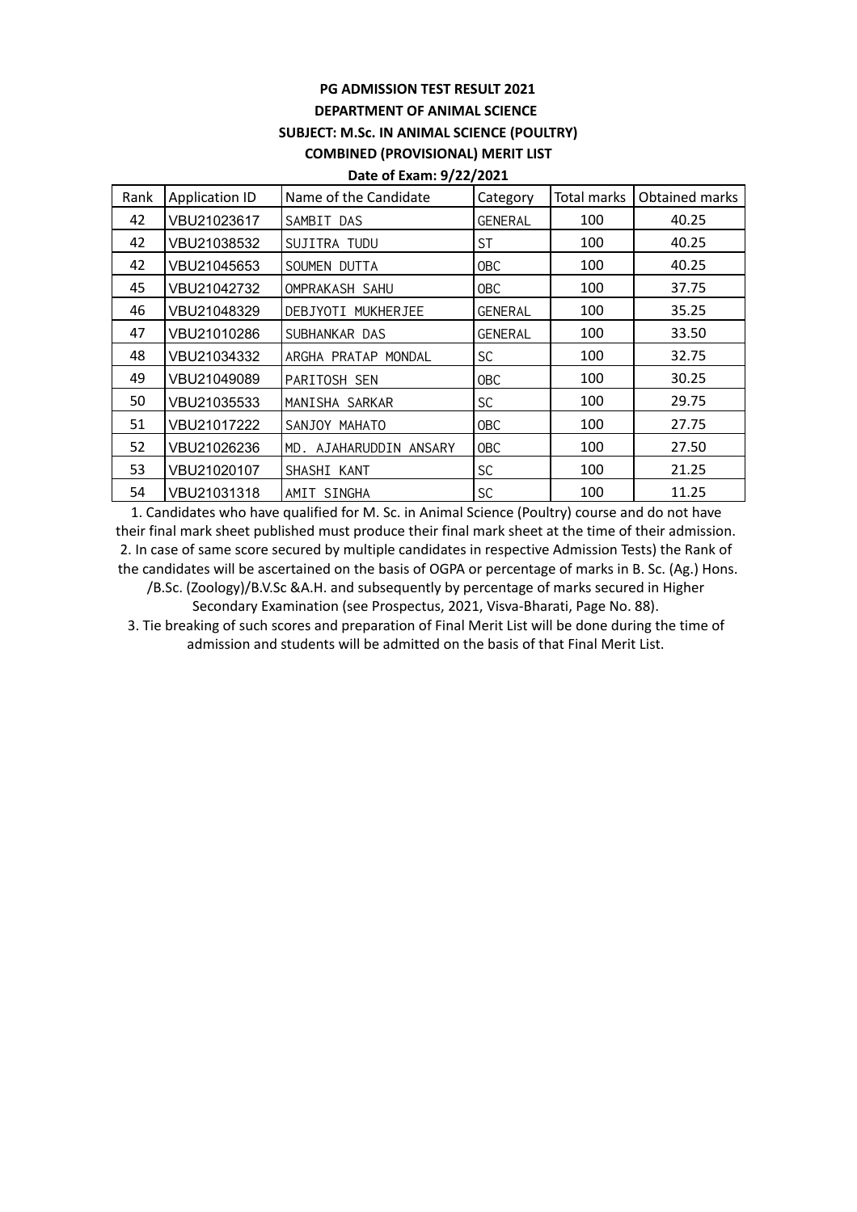**PG ADMISSION TEST RESULT 2021**

**DEPARTMENT OF ANIMAL SCIENCE**

**SUBJECT: M.Sc. IN ANIMAL SCIENCE (POULTRY)**

**COMBINED (PROVISIONAL) MERIT LIST**

**Date of Exam: 9/22/2021**

| Rank | Application ID | Name of the Candidate | Category | Total marks | Obtained marks |
|---|---|---|---|---|---|
| 42 | VBU21023617 | SAMBIT DAS | GENERAL | 100 | 40.25 |
| 42 | VBU21038532 | SUJITRA TUDU | ST | 100 | 40.25 |
| 42 | VBU21045653 | SOUMEN DUTTA | OBC | 100 | 40.25 |
| 45 | VBU21042732 | OMPRAKASH SAHU | OBC | 100 | 37.75 |
| 46 | VBU21048329 | DEBJYOTI MUKHERJEE | GENERAL | 100 | 35.25 |
| 47 | VBU21010286 | SUBHANKAR DAS | GENERAL | 100 | 33.50 |
| 48 | VBU21034332 | ARGHA PRATAP MONDAL | SC | 100 | 32.75 |
| 49 | VBU21049089 | PARITOSH SEN | OBC | 100 | 30.25 |
| 50 | VBU21035533 | MANISHA SARKAR | SC | 100 | 29.75 |
| 51 | VBU21017222 | SANJOY MAHATO | OBC | 100 | 27.75 |
| 52 | VBU21026236 | MD. AJAHARUDDIN ANSARY | OBC | 100 | 27.50 |
| 53 | VBU21020107 | SHASHI KANT | SC | 100 | 21.25 |
| 54 | VBU21031318 | AMIT SINGHA | SC | 100 | 11.25 |

1. Candidates who have qualified for M. Sc. in Animal Science (Poultry) course and do not have their final mark sheet published must produce their final mark sheet at the time of their admission.
2. In case of same score secured by multiple candidates in respective Admission Tests) the Rank of the candidates will be ascertained on the basis of OGPA or percentage of marks in B. Sc. (Ag.) Hons. /B.Sc. (Zoology)/B.V.Sc &A.H. and subsequently by percentage of marks secured in Higher Secondary Examination (see Prospectus, 2021, Visva-Bharati, Page No. 88).
3. Tie breaking of such scores and preparation of Final Merit List will be done during the time of admission and students will be admitted on the basis of that Final Merit List.